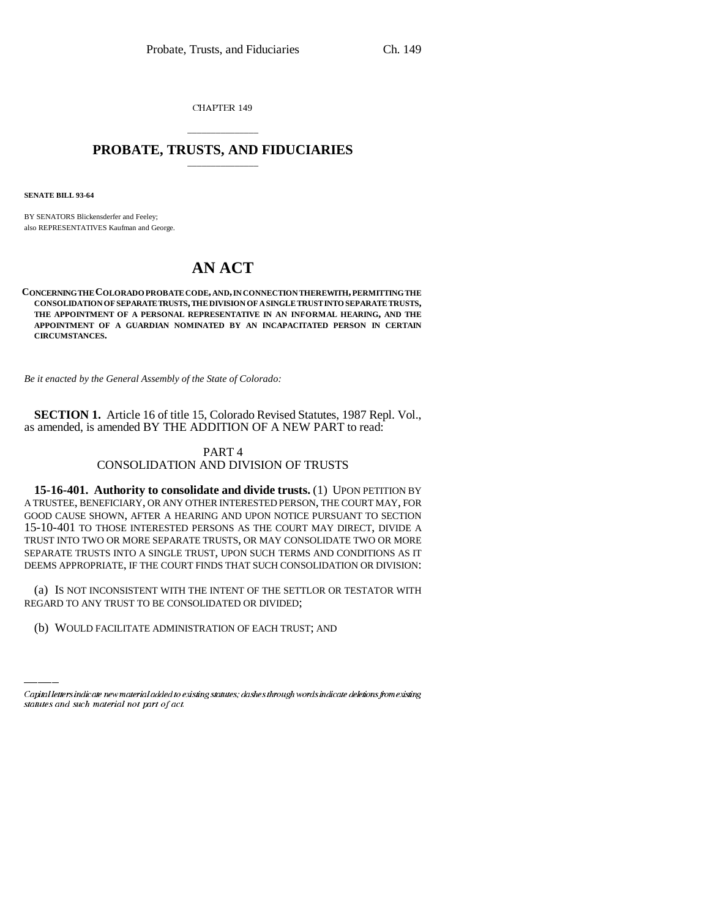CHAPTER 149

# PROBATE, TRUSTS, AND FIDUCIARIES

**SENATE BILL 93-64**

BY SENATORS Blickensderfer and Feeley;
also REPRESENTATIVES Kaufman and George.

# AN ACT

**CONCERNING THE COLORADO PROBATE CODE, AND, IN CONNECTION THEREWITH, PERMITTING THE CONSOLIDATION OF SEPARATE TRUSTS, THE DIVISION OF A SINGLE TRUST INTO SEPARATE TRUSTS, THE APPOINTMENT OF A PERSONAL REPRESENTATIVE IN AN INFORMAL HEARING, AND THE APPOINTMENT OF A GUARDIAN NOMINATED BY AN INCAPACITATED PERSON IN CERTAIN CIRCUMSTANCES.**

*Be it enacted by the General Assembly of the State of Colorado:*

**SECTION 1.** Article 16 of title 15, Colorado Revised Statutes, 1987 Repl. Vol., as amended, is amended BY THE ADDITION OF A NEW PART to read:

PART 4
CONSOLIDATION AND DIVISION OF TRUSTS

**15-16-401. Authority to consolidate and divide trusts.** (1) UPON PETITION BY A TRUSTEE, BENEFICIARY, OR ANY OTHER INTERESTED PERSON, THE COURT MAY, FOR GOOD CAUSE SHOWN, AFTER A HEARING AND UPON NOTICE PURSUANT TO SECTION 15-10-401 TO THOSE INTERESTED PERSONS AS THE COURT MAY DIRECT, DIVIDE A TRUST INTO TWO OR MORE SEPARATE TRUSTS, OR MAY CONSOLIDATE TWO OR MORE SEPARATE TRUSTS INTO A SINGLE TRUST, UPON SUCH TERMS AND CONDITIONS AS IT DEEMS APPROPRIATE, IF THE COURT FINDS THAT SUCH CONSOLIDATION OR DIVISION:

(a) IS NOT INCONSISTENT WITH THE INTENT OF THE SETTLOR OR TESTATOR WITH REGARD TO ANY TRUST TO BE CONSOLIDATED OR DIVIDED;

(b) WOULD FACILITATE ADMINISTRATION OF EACH TRUST; AND

*Capital letters indicate new material added to existing statutes; dashes through words indicate deletions from existing statutes and such material not part of act.*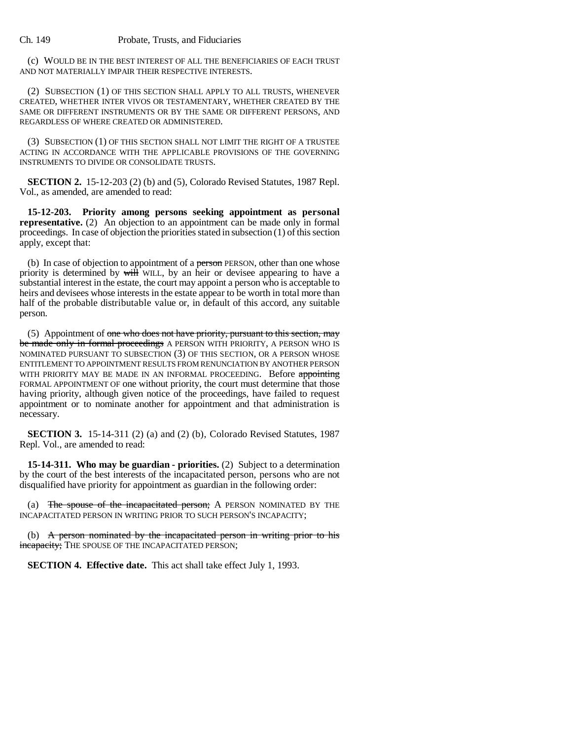(c) WOULD BE IN THE BEST INTEREST OF ALL THE BENEFICIARIES OF EACH TRUST AND NOT MATERIALLY IMPAIR THEIR RESPECTIVE INTERESTS.

(2) SUBSECTION (1) OF THIS SECTION SHALL APPLY TO ALL TRUSTS, WHENEVER CREATED, WHETHER INTER VIVOS OR TESTAMENTARY, WHETHER CREATED BY THE SAME OR DIFFERENT INSTRUMENTS OR BY THE SAME OR DIFFERENT PERSONS, AND REGARDLESS OF WHERE CREATED OR ADMINISTERED.

(3) SUBSECTION (1) OF THIS SECTION SHALL NOT LIMIT THE RIGHT OF A TRUSTEE ACTING IN ACCORDANCE WITH THE APPLICABLE PROVISIONS OF THE GOVERNING INSTRUMENTS TO DIVIDE OR CONSOLIDATE TRUSTS.

**SECTION 2.** 15-12-203 (2) (b) and (5), Colorado Revised Statutes, 1987 Repl. Vol., as amended, are amended to read:

**15-12-203. Priority among persons seeking appointment as personal representative.** (2) An objection to an appointment can be made only in formal proceedings. In case of objection the priorities stated in subsection (1) of this section apply, except that:

(b) In case of objection to appointment of a ~~person~~ PERSON, other than one whose priority is determined by ~~will~~ WILL, by an heir or devisee appearing to have a substantial interest in the estate, the court may appoint a person who is acceptable to heirs and devisees whose interests in the estate appear to be worth in total more than half of the probable distributable value or, in default of this accord, any suitable person.

(5) Appointment of ~~one who does not have priority, pursuant to this section, may be made only in formal proceedings~~ A PERSON WITH PRIORITY, A PERSON WHO IS NOMINATED PURSUANT TO SUBSECTION (3) OF THIS SECTION, OR A PERSON WHOSE ENTITLEMENT TO APPOINTMENT RESULTS FROM RENUNCIATION BY ANOTHER PERSON WITH PRIORITY MAY BE MADE IN AN INFORMAL PROCEEDING. Before ~~appointing~~ FORMAL APPOINTMENT OF one without priority, the court must determine that those having priority, although given notice of the proceedings, have failed to request appointment or to nominate another for appointment and that administration is necessary.

**SECTION 3.** 15-14-311 (2) (a) and (2) (b), Colorado Revised Statutes, 1987 Repl. Vol., are amended to read:

**15-14-311. Who may be guardian - priorities.** (2) Subject to a determination by the court of the best interests of the incapacitated person, persons who are not disqualified have priority for appointment as guardian in the following order:

(a) ~~The spouse of the incapacitated person;~~ A PERSON NOMINATED BY THE INCAPACITATED PERSON IN WRITING PRIOR TO SUCH PERSON'S INCAPACITY;

(b) ~~A person nominated by the incapacitated person in writing prior to his incapacity;~~ THE SPOUSE OF THE INCAPACITATED PERSON;

**SECTION 4. Effective date.** This act shall take effect July 1, 1993.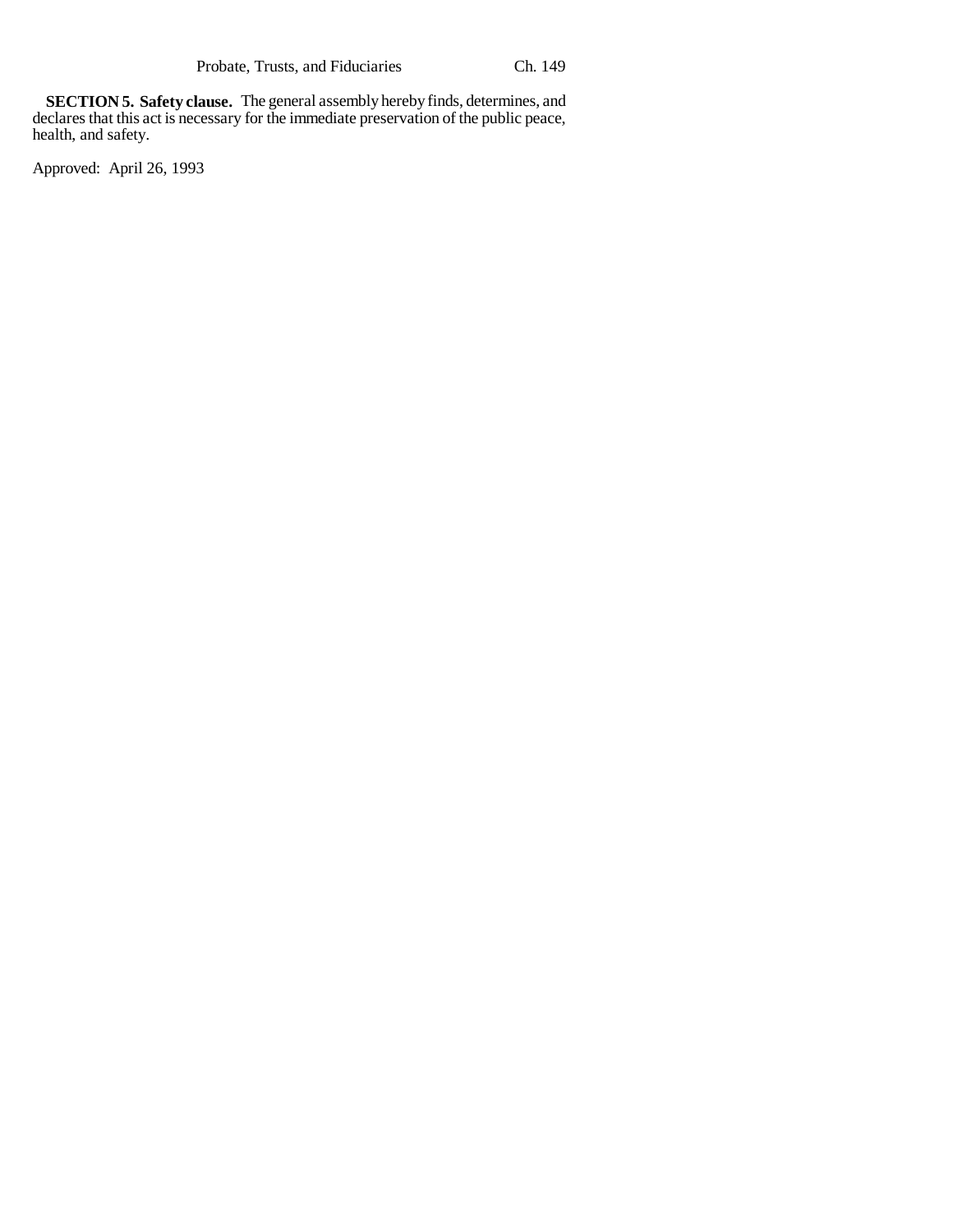**SECTION 5. Safety clause.** The general assembly hereby finds, determines, and declares that this act is necessary for the immediate preservation of the public peace, health, and safety.

Approved: April 26, 1993